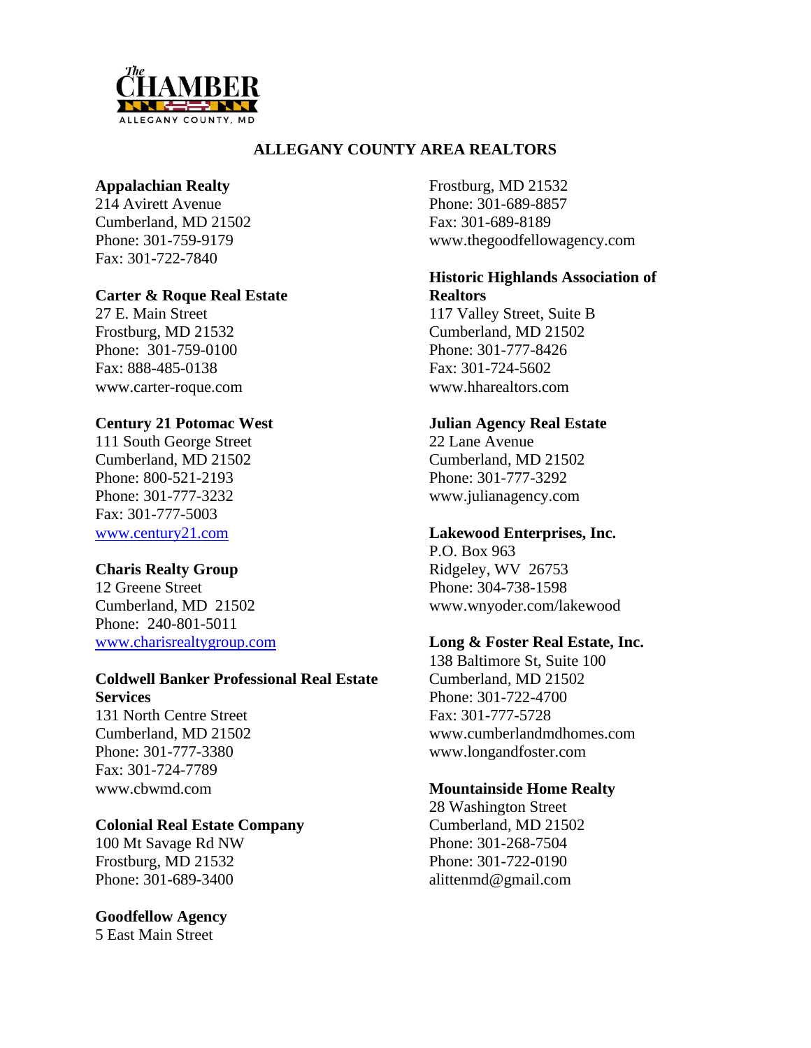# ALLEGANY COUNTY AREA REALTORS

**Appalachian Realty**
214 Avirett Avenue
Cumberland, MD 21502
Phone: 301-759-9179
Fax: 301-722-7840

**Carter & Roque Real Estate**
27 E. Main Street
Frostburg, MD 21532
Phone: 301-759-0100
Fax: 888-485-0138
www.carter-roque.com

**Century 21 Potomac West**
111 South George Street
Cumberland, MD 21502
Phone: 800-521-2193
Phone: 301-777-3232
Fax: 301-777-5003
www.century21.com

**Charis Realty Group**
12 Greene Street
Cumberland, MD 21502
Phone: 240-801-5011
www.charisrealtygroup.com

**Coldwell Banker Professional Real Estate Services**
131 North Centre Street
Cumberland, MD 21502
Phone: 301-777-3380
Fax: 301-724-7789
www.cbwmd.com

**Colonial Real Estate Company**
100 Mt Savage Rd NW
Frostburg, MD 21532
Phone: 301-689-3400

**Goodfellow Agency**
5 East Main Street
Frostburg, MD 21532
Phone: 301-689-8857
Fax: 301-689-8189
www.thegoodfellowagency.com

**Historic Highlands Association of Realtors**
117 Valley Street, Suite B
Cumberland, MD 21502
Phone: 301-777-8426
Fax: 301-724-5602
www.hharealtors.com

**Julian Agency Real Estate**
22 Lane Avenue
Cumberland, MD 21502
Phone: 301-777-3292
www.julianagency.com

**Lakewood Enterprises, Inc.**
P.O. Box 963
Ridgeley, WV 26753
Phone: 304-738-1598
www.wnyoder.com/lakewood

**Long & Foster Real Estate, Inc.**
138 Baltimore St, Suite 100
Cumberland, MD 21502
Phone: 301-722-4700
Fax: 301-777-5728
www.cumberlandmdhomes.com
www.longandfoster.com

**Mountainside Home Realty**
28 Washington Street
Cumberland, MD 21502
Phone: 301-268-7504
Phone: 301-722-0190
alittenmd@gmail.com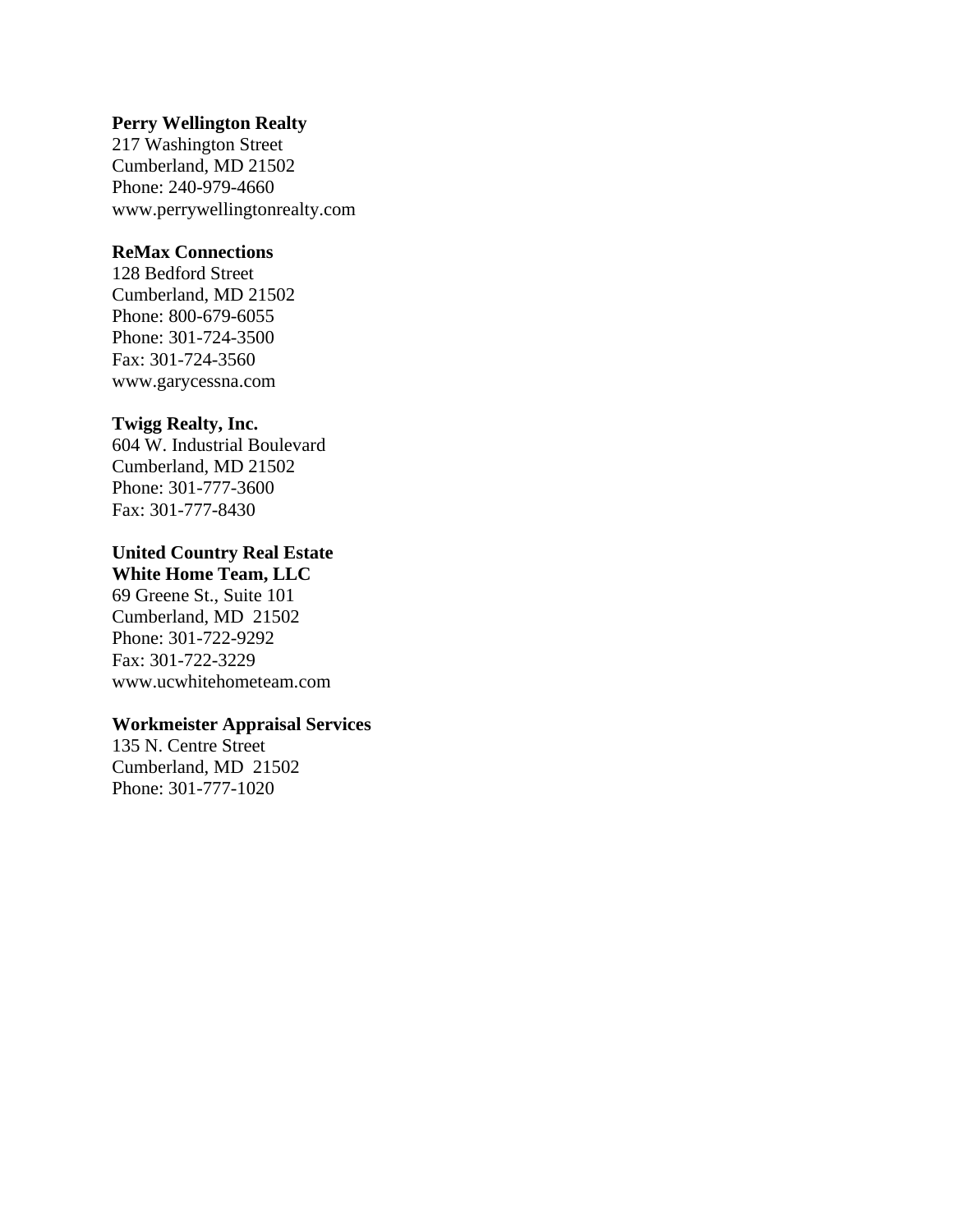**Perry Wellington Realty**
217 Washington Street
Cumberland, MD 21502
Phone: 240-979-4660
www.perrywellingtonrealty.com

**ReMax Connections**
128 Bedford Street
Cumberland, MD 21502
Phone: 800-679-6055
Phone: 301-724-3500
Fax: 301-724-3560
www.garycessna.com

**Twigg Realty, Inc.**
604 W. Industrial Boulevard
Cumberland, MD 21502
Phone: 301-777-3600
Fax: 301-777-8430

**United Country Real Estate**
**White Home Team, LLC**
69 Greene St., Suite 101
Cumberland, MD 21502
Phone: 301-722-9292
Fax: 301-722-3229
www.ucwhitehometeam.com

**Workmeister Appraisal Services**
135 N. Centre Street
Cumberland, MD 21502
Phone: 301-777-1020